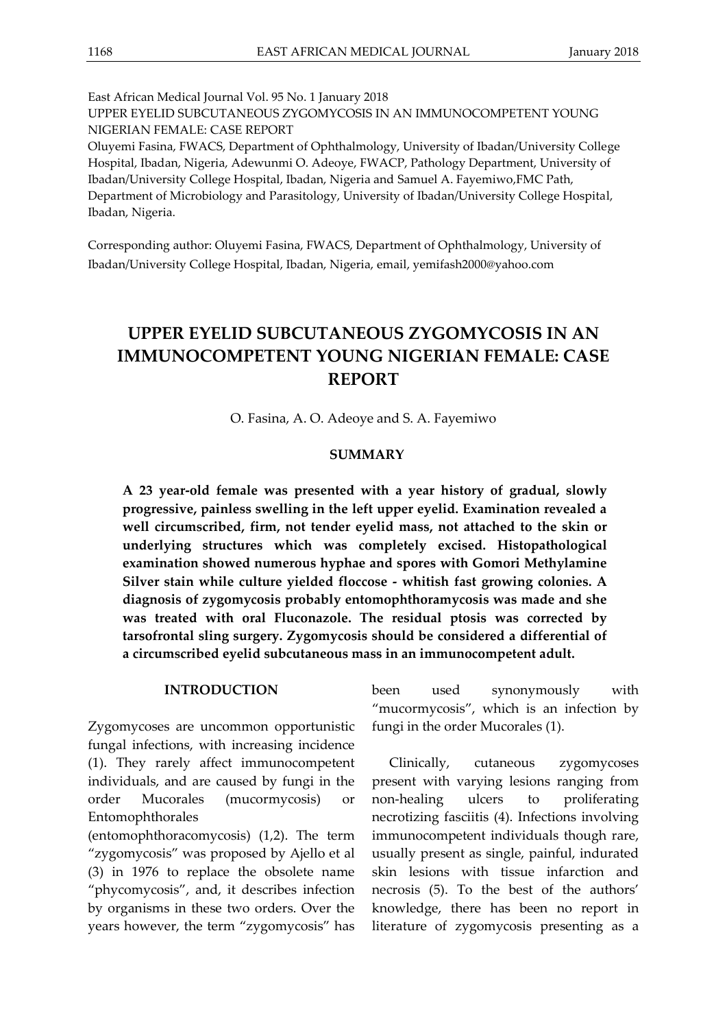East African Medical Journal Vol. 95 No. 1 January 2018
UPPER EYELID SUBCUTANEOUS ZYGOMYCOSIS IN AN IMMUNOCOMPETENT YOUNG NIGERIAN FEMALE: CASE REPORT
Oluyemi Fasina, FWACS, Department of Ophthalmology, University of Ibadan/University College Hospital, Ibadan, Nigeria, Adewunmi O. Adeoye, FWACP, Pathology Department, University of Ibadan/University College Hospital, Ibadan, Nigeria and Samuel A. Fayemiwo,FMC Path, Department of Microbiology and Parasitology, University of Ibadan/University College Hospital, Ibadan, Nigeria.

Corresponding author: Oluyemi Fasina, FWACS, Department of Ophthalmology, University of Ibadan/University College Hospital, Ibadan, Nigeria, email, yemifash2000@yahoo.com

# UPPER EYELID SUBCUTANEOUS ZYGOMYCOSIS IN AN IMMUNOCOMPETENT YOUNG NIGERIAN FEMALE: CASE REPORT

O. Fasina, A. O. Adeoye and S. A. Fayemiwo

## SUMMARY

**A 23 year-old female was presented with a year history of gradual, slowly progressive, painless swelling in the left upper eyelid. Examination revealed a well circumscribed, firm, not tender eyelid mass, not attached to the skin or underlying structures which was completely excised. Histopathological examination showed numerous hyphae and spores with Gomori Methylamine Silver stain while culture yielded floccose - whitish fast growing colonies. A diagnosis of zygomycosis probably entomophthoramycosis was made and she was treated with oral Fluconazole. The residual ptosis was corrected by tarsofrontal sling surgery. Zygomycosis should be considered a differential of a circumscribed eyelid subcutaneous mass in an immunocompetent adult.**

## INTRODUCTION

Zygomycoses are uncommon opportunistic fungal infections, with increasing incidence (1). They rarely affect immunocompetent individuals, and are caused by fungi in the order Mucorales (mucormycosis) or Entomophthorales (entomophthoracomycosis) (1,2). The term "zygomycosis" was proposed by Ajello et al (3) in 1976 to replace the obsolete name "phycomycosis", and, it describes infection by organisms in these two orders. Over the years however, the term "zygomycosis" has been used synonymously with "mucormycosis", which is an infection by fungi in the order Mucorales (1).

Clinically, cutaneous zygomycoses present with varying lesions ranging from non-healing ulcers to proliferating necrotizing fasciitis (4). Infections involving immunocompetent individuals though rare, usually present as single, painful, indurated skin lesions with tissue infarction and necrosis (5). To the best of the authors' knowledge, there has been no report in literature of zygomycosis presenting as a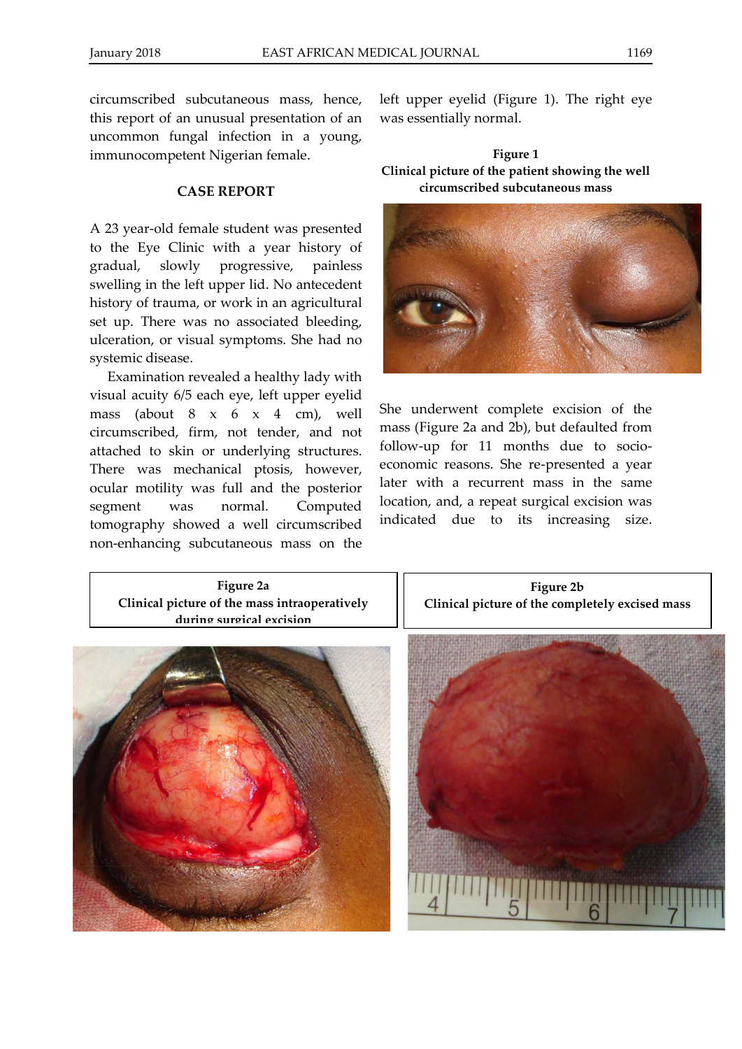circumscribed subcutaneous mass, hence, this report of an unusual presentation of an uncommon fungal infection in a young, immunocompetent Nigerian female.

## CASE REPORT

A 23 year-old female student was presented to the Eye Clinic with a year history of gradual, slowly progressive, painless swelling in the left upper lid. No antecedent history of trauma, or work in an agricultural set up. There was no associated bleeding, ulceration, or visual symptoms. She had no systemic disease.

Examination revealed a healthy lady with visual acuity 6/5 each eye, left upper eyelid mass (about 8 x 6 x 4 cm), well circumscribed, firm, not tender, and not attached to skin or underlying structures. There was mechanical ptosis, however, ocular motility was full and the posterior segment was normal. Computed tomography showed a well circumscribed non-enhancing subcutaneous mass on the left upper eyelid (Figure 1). The right eye was essentially normal.

**Figure 1**
**Clinical picture of the patient showing the well circumscribed subcutaneous mass**

She underwent complete excision of the mass (Figure 2a and 2b), but defaulted from follow-up for 11 months due to socio-economic reasons. She re-presented a year later with a recurrent mass in the same location, and, a repeat surgical excision was indicated due to its increasing size.

**Figure 2a**
**Clinical picture of the mass intraoperatively during surgical excision**

**Figure 2b**
**Clinical picture of the completely excised mass**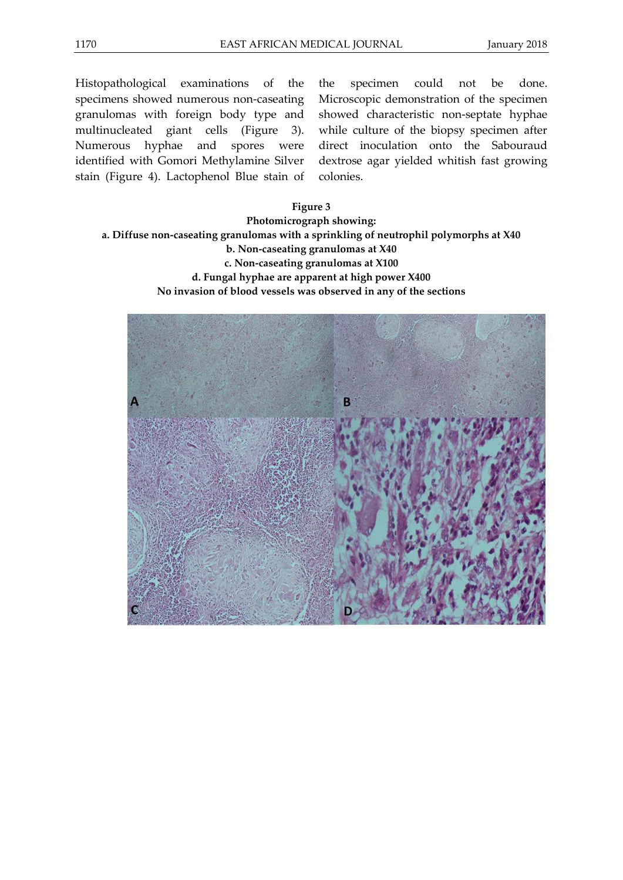Histopathological examinations of the specimens showed numerous non-caseating granulomas with foreign body type and multinucleated giant cells (Figure 3). Numerous hyphae and spores were identified with Gomori Methylamine Silver stain (Figure 4). Lactophenol Blue stain of the specimen could not be done. Microscopic demonstration of the specimen showed characteristic non-septate hyphae while culture of the biopsy specimen after direct inoculation onto the Sabouraud dextrose agar yielded whitish fast growing colonies.

**Figure 3**
**Photomicrograph showing:**
**a. Diffuse non-caseating granulomas with a sprinkling of neutrophil polymorphs at X40**
**b. Non-caseating granulomas at X40**
**c. Non-caseating granulomas at X100**
**d. Fungal hyphae are apparent at high power X400**
**No invasion of blood vessels was observed in any of the sections**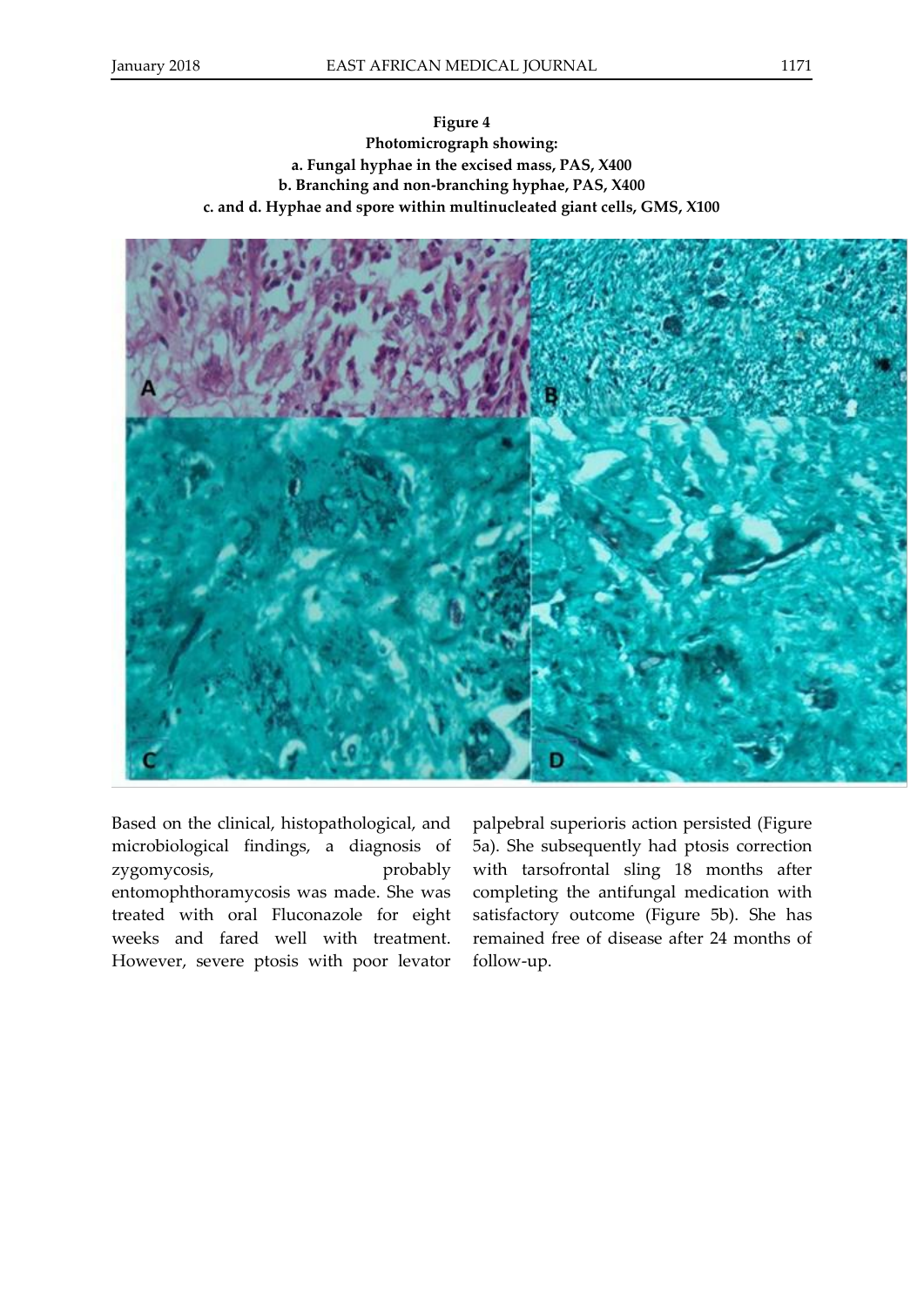**Figure 4**
**Photomicrograph showing:**
**a. Fungal hyphae in the excised mass, PAS, X400**
**b. Branching and non-branching hyphae, PAS, X400**
**c. and d. Hyphae and spore within multinucleated giant cells, GMS, X100**

Based on the clinical, histopathological, and microbiological findings, a diagnosis of zygomycosis, probably entomophthoramycosis was made. She was treated with oral Fluconazole for eight weeks and fared well with treatment. However, severe ptosis with poor levator palpebral superioris action persisted (Figure 5a). She subsequently had ptosis correction with tarsofrontal sling 18 months after completing the antifungal medication with satisfactory outcome (Figure 5b). She has remained free of disease after 24 months of follow-up.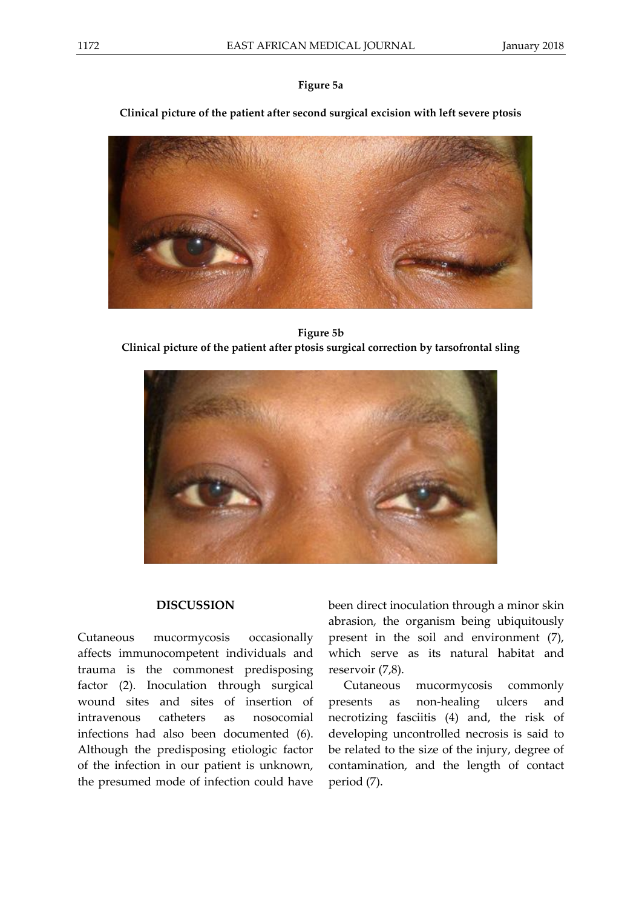**Figure 5a**

**Clinical picture of the patient after second surgical excision with left severe ptosis**

**Figure 5b**

**Clinical picture of the patient after ptosis surgical correction by tarsofrontal sling**

## DISCUSSION

Cutaneous mucormycosis occasionally affects immunocompetent individuals and trauma is the commonest predisposing factor (2). Inoculation through surgical wound sites and sites of insertion of intravenous catheters as nosocomial infections had also been documented (6). Although the predisposing etiologic factor of the infection in our patient is unknown, the presumed mode of infection could have been direct inoculation through a minor skin abrasion, the organism being ubiquitously present in the soil and environment (7), which serve as its natural habitat and reservoir (7,8).

Cutaneous mucormycosis commonly presents as non-healing ulcers and necrotizing fasciitis (4) and, the risk of developing uncontrolled necrosis is said to be related to the size of the injury, degree of contamination, and the length of contact period (7).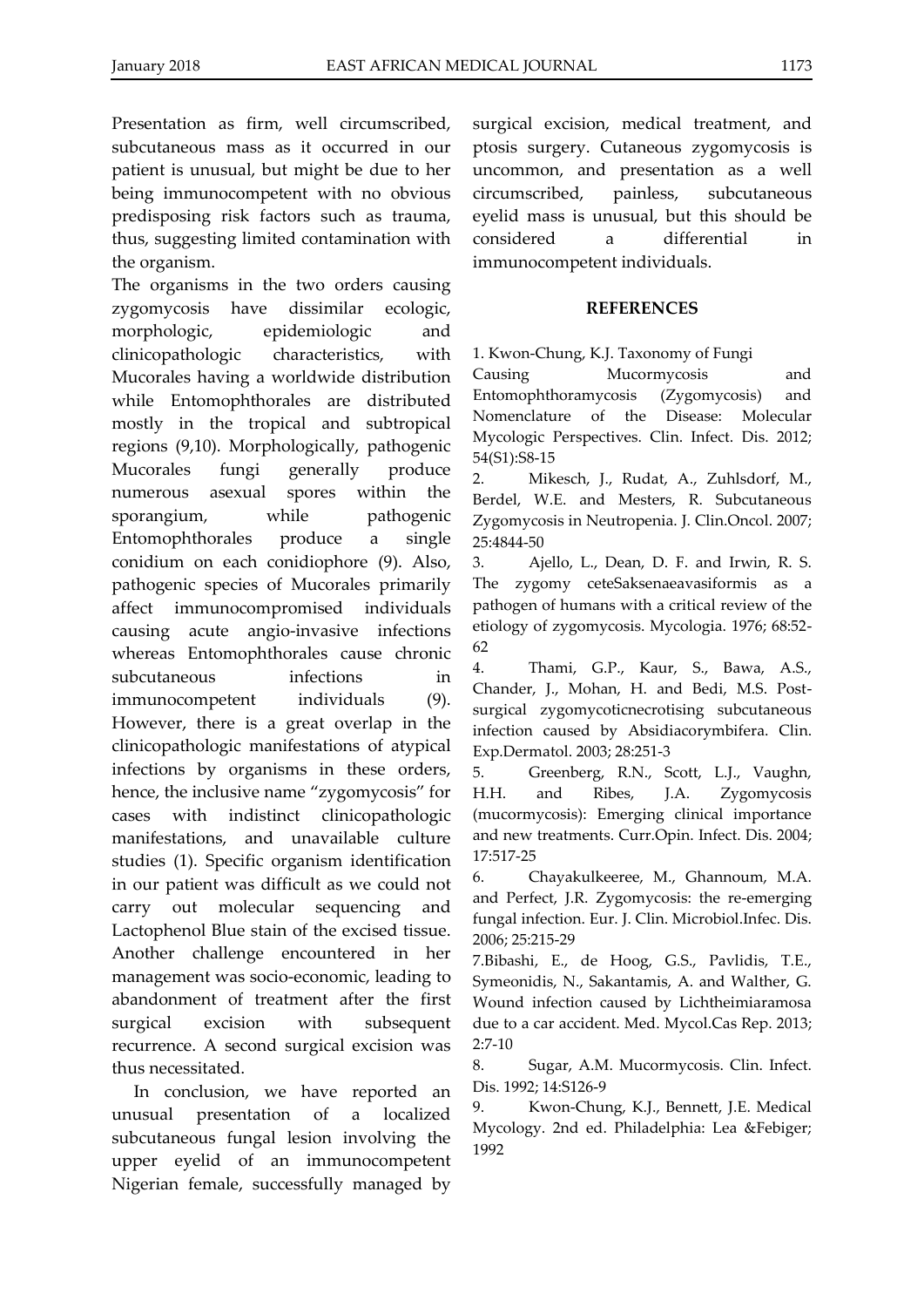Presentation as firm, well circumscribed, subcutaneous mass as it occurred in our patient is unusual, but might be due to her being immunocompetent with no obvious predisposing risk factors such as trauma, thus, suggesting limited contamination with the organism.

The organisms in the two orders causing zygomycosis have dissimilar ecologic, morphologic, epidemiologic and clinicopathologic characteristics, with Mucorales having a worldwide distribution while Entomophthorales are distributed mostly in the tropical and subtropical regions (9,10). Morphologically, pathogenic Mucorales fungi generally produce numerous asexual spores within the sporangium, while pathogenic Entomophthorales produce a single conidium on each conidiophore (9). Also, pathogenic species of Mucorales primarily affect immunocompromised individuals causing acute angio-invasive infections whereas Entomophthorales cause chronic subcutaneous infections in immunocompetent individuals (9). However, there is a great overlap in the clinicopathologic manifestations of atypical infections by organisms in these orders, hence, the inclusive name "zygomycosis" for cases with indistinct clinicopathologic manifestations, and unavailable culture studies (1). Specific organism identification in our patient was difficult as we could not carry out molecular sequencing and Lactophenol Blue stain of the excised tissue. Another challenge encountered in her management was socio-economic, leading to abandonment of treatment after the first surgical excision with subsequent recurrence. A second surgical excision was thus necessitated.

In conclusion, we have reported an unusual presentation of a localized subcutaneous fungal lesion involving the upper eyelid of an immunocompetent Nigerian female, successfully managed by surgical excision, medical treatment, and ptosis surgery. Cutaneous zygomycosis is uncommon, and presentation as a well circumscribed, painless, subcutaneous eyelid mass is unusual, but this should be considered a differential in immunocompetent individuals.

## REFERENCES

1. Kwon-Chung, K.J. Taxonomy of Fungi Causing Mucormycosis and Entomophthoramycosis (Zygomycosis) and Nomenclature of the Disease: Molecular Mycologic Perspectives. Clin. Infect. Dis. 2012; 54(S1):S8-15
2. Mikesch, J., Rudat, A., Zuhlsdorf, M., Berdel, W.E. and Mesters, R. Subcutaneous Zygomycosis in Neutropenia. J. Clin.Oncol. 2007; 25:4844-50
3. Ajello, L., Dean, D. F. and Irwin, R. S. The zygomy ceteSaksenaeavasiformis as a pathogen of humans with a critical review of the etiology of zygomycosis. Mycologia. 1976; 68:52-62
4. Thami, G.P., Kaur, S., Bawa, A.S., Chander, J., Mohan, H. and Bedi, M.S. Post-surgical zygomycoticnecrotising subcutaneous infection caused by Absidiacorymbifera. Clin. Exp.Dermatol. 2003; 28:251-3
5. Greenberg, R.N., Scott, L.J., Vaughn, H.H. and Ribes, J.A. Zygomycosis (mucormycosis): Emerging clinical importance and new treatments. Curr.Opin. Infect. Dis. 2004; 17:517-25
6. Chayakulkeeree, M., Ghannoum, M.A. and Perfect, J.R. Zygomycosis: the re-emerging fungal infection. Eur. J. Clin. Microbiol.Infec. Dis. 2006; 25:215-29
7. Bibashi, E., de Hoog, G.S., Pavlidis, T.E., Symeonidis, N., Sakantamis, A. and Walther, G. Wound infection caused by Lichtheimiaramosa due to a car accident. Med. Mycol.Cas Rep. 2013; 2:7-10
8. Sugar, A.M. Mucormycosis. Clin. Infect. Dis. 1992; 14:S126-9
9. Kwon-Chung, K.J., Bennett, J.E. Medical Mycology. 2nd ed. Philadelphia: Lea &Febiger; 1992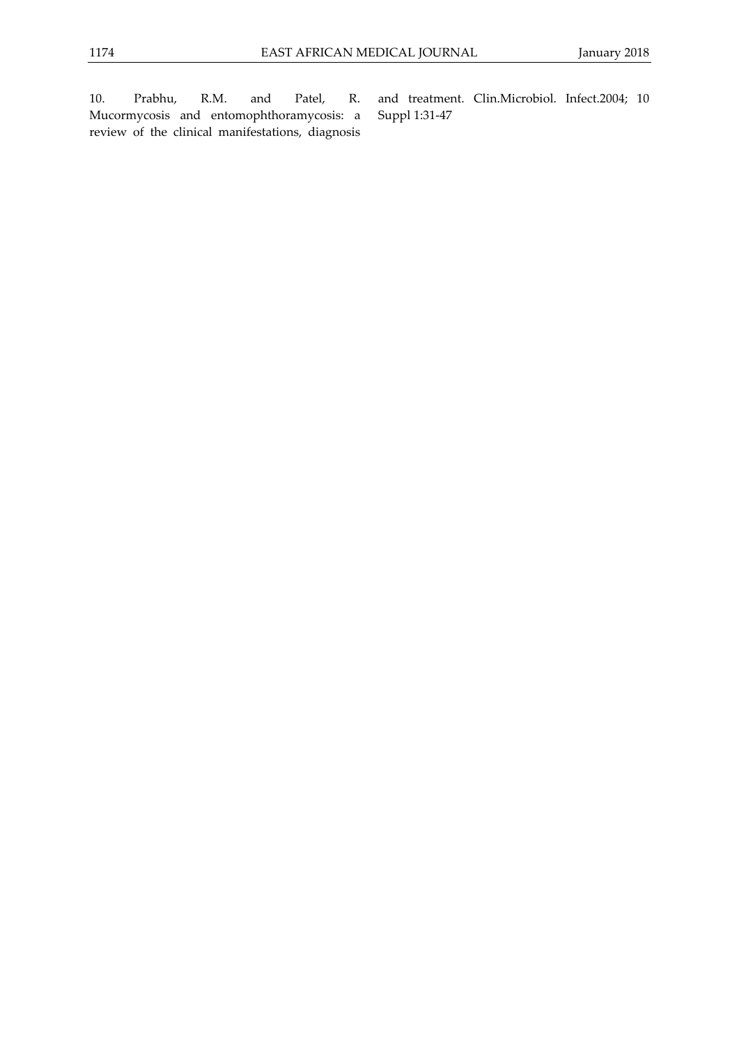10. Prabhu, R.M. and Patel, R. Mucormycosis and entomophthoramycosis: a review of the clinical manifestations, diagnosis and treatment. Clin.Microbiol. Infect.2004; 10 Suppl 1:31-47